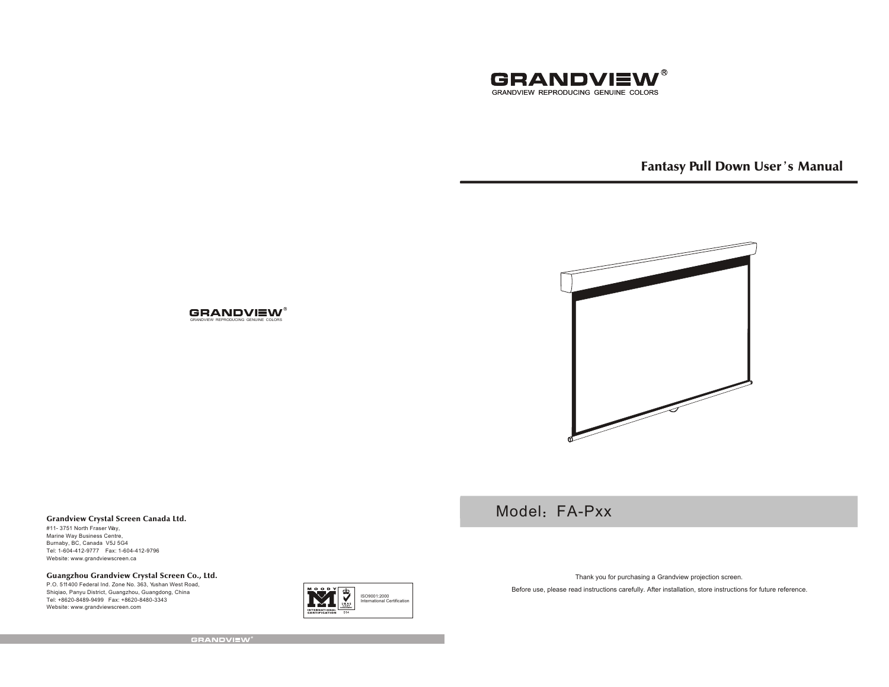# GRANDVIEW®

GRANDVIEW REPRODUCING GENUINE COLORS

## Fantasy Pull Down User's Manual

Model：FA-Pxx

Thank you for purchasing a Grandview projection screen.

Before use, please read instructions carefully. After installation, store instructions for future reference.

GRANDVIEW®

GRANDVIEW REPRODUCING GENUINE COLORS

**Grandview Crystal Screen Canada Ltd.**

#11- 3751 North Fraser Way,
Marine Way Business Centre,
Burnaby, BC, Canada V5J 5G4
Tel: 1-604-412-9777 Fax: 1-604-412-9796
Website: www.grandviewscreen.ca

**Guangzhou Grandview Crystal Screen Co., Ltd.**

P.O. 511400 Federal Ind. Zone No. 363, Yushan West Road,
Shiqiao, Panyu District, Guangzhou, Guangdong, China
Tel: +8620-8489-9499 Fax: +8620-8480-3343
Website: www.grandviewscreen.com

MOODY INTERNATIONAL CERTIFICATION — UKAS 014

ISO9001:2000
International Certification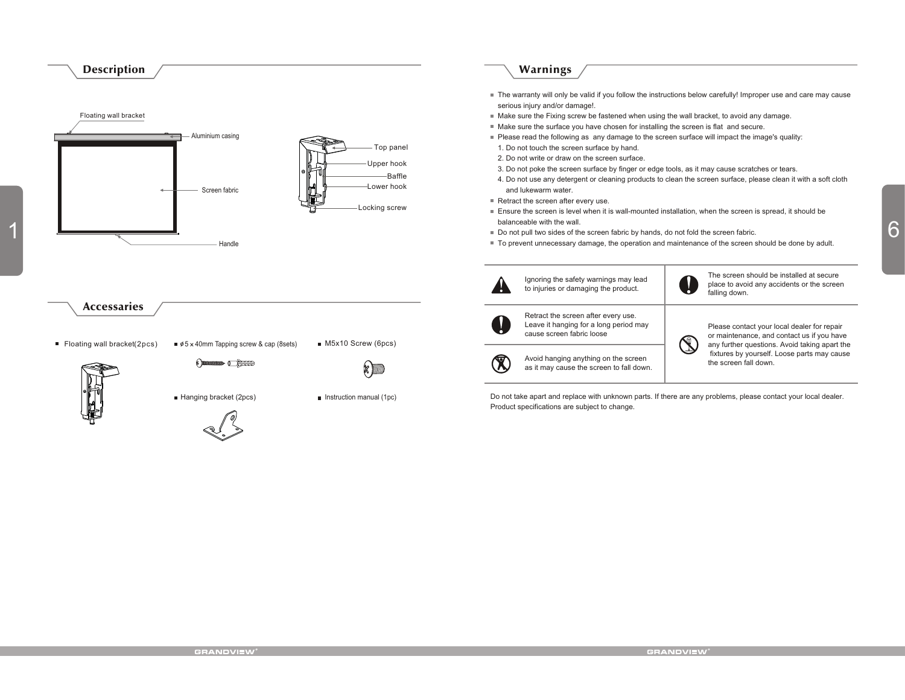## Description

Floating wall bracket

Aluminium casing

Screen fabric

Handle

Top panel

Upper hook

Baffle

Lower hook

Locking screw

## Accessaries

- Floating wall bracket(2pcs)
- ϕ5 × 40mm Tapping screw & cap (8sets)
- M5x10 Screw (6pcs)
- Hanging bracket (2pcs)
- Instruction manual (1pc)

## Warnings

- The warranty will only be valid if you follow the instructions below carefully! Improper use and care may cause serious injury and/or damage!.
- Make sure the Fixing screw be fastened when using the wall bracket, to avoid any damage.
- Make sure the surface you have chosen for installing the screen is flat and secure.
- Please read the following as any damage to the screen surface will impact the image's quality:
  1. Do not touch the screen surface by hand.
  2. Do not write or draw on the screen surface.
  3. Do not poke the screen surface by finger or edge tools, as it may cause scratches or tears.
  4. Do not use any detergent or cleaning products to clean the screen surface, please clean it with a soft cloth and lukewarm water.
- Retract the screen after every use.
- Ensure the screen is level when it is wall-mounted installation, when the screen is spread, it should be balanceable with the wall.
- Do not pull two sides of the screen fabric by hands, do not fold the screen fabric.
- To prevent unnecessary damage, the operation and maintenance of the screen should be done by adult.

| | | | |
|---|---|---|---|
| ⚠ | Ignoring the safety warnings may lead to injuries or damaging the product. | ! | The screen should be installed at secure place to avoid any accidents or the screen falling down. |
| ! | Retract the screen after every use. Leave it hanging for a long period may cause screen fabric loose | | Please contact your local dealer for repair or maintenance, and contact us if you have any further questions. Avoid taking apart the fixtures by yourself. Loose parts may cause the screen fall down. |
| | Avoid hanging anything on the screen as it may cause the screen to fall down. | | |

Do not take apart and replace with unknown parts. If there are any problems, please contact your local dealer. Product specifications are subject to change.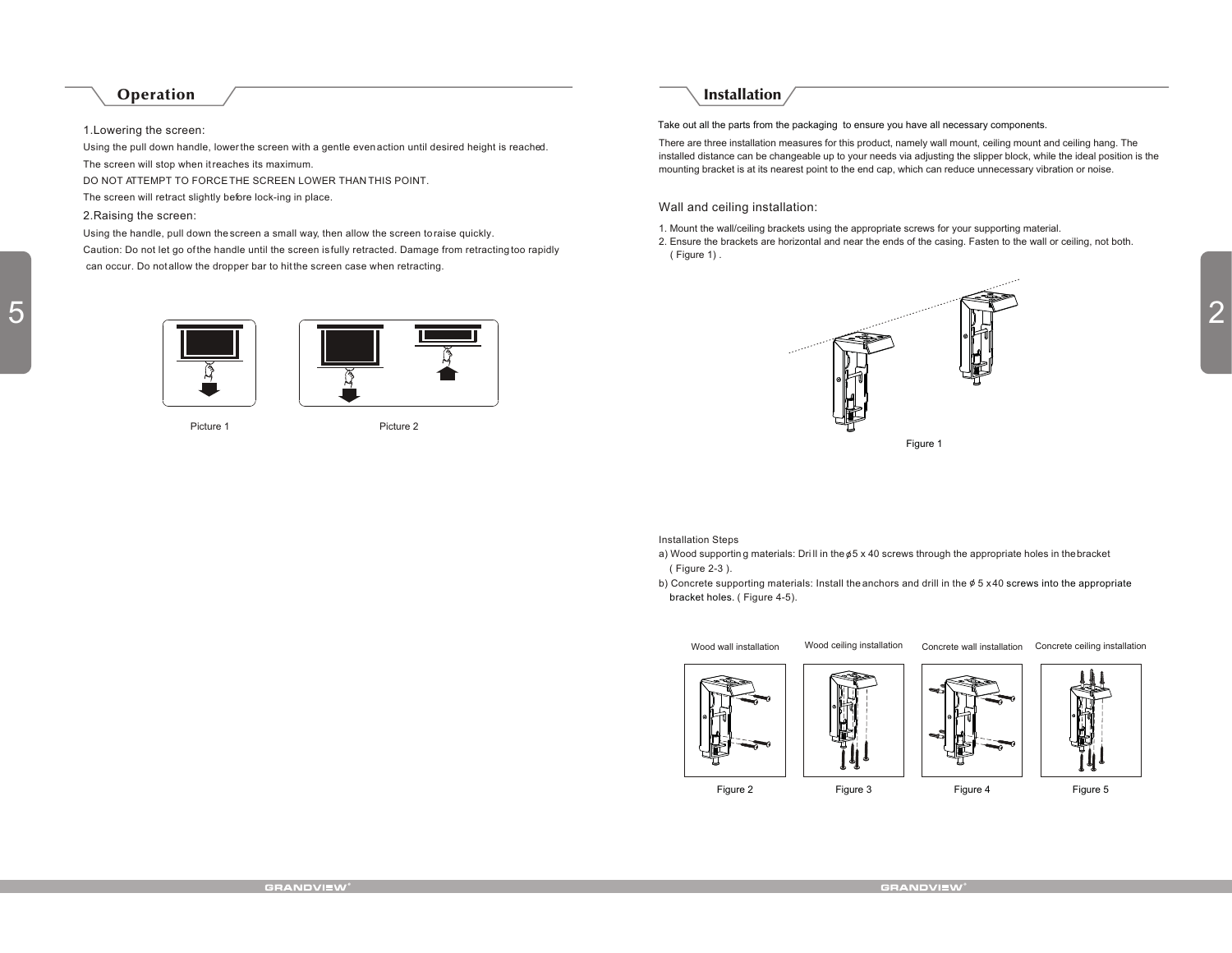## Operation

1.Lowering the screen:

Using the pull down handle, lower the screen with a gentle even action until desired height is reached.

The screen will stop when it reaches its maximum.

DO NOT ATTEMPT TO FORCE THE SCREEN LOWER THAN THIS POINT.

The screen will retract slightly before lock-ing in place.

2.Raising the screen:

Using the handle, pull down the screen a small way, then allow the screen to raise quickly.

Caution: Do not let go of the handle until the screen is fully retracted. Damage from retracting too rapidly can occur. Do not allow the dropper bar to hit the screen case when retracting.

Picture 1

Picture 2

## Installation

Take out all the parts from the packaging to ensure you have all necessary components.

There are three installation measures for this product, namely wall mount, ceiling mount and ceiling hang. The installed distance can be changeable up to your needs via adjusting the slipper block, while the ideal position is the mounting bracket is at its nearest point to the end cap, which can reduce unnecessary vibration or noise.

### Wall and ceiling installation:

1. Mount the wall/ceiling brackets using the appropriate screws for your supporting material.
2. Ensure the brackets are horizontal and near the ends of the casing. Fasten to the wall or ceiling, not both. ( Figure 1) .

Figure 1

Installation Steps

a) Wood supporting materials: Drill in the ϕ5 x 40 screws through the appropriate holes in the bracket ( Figure 2-3 ).

b) Concrete supporting materials: Install the anchors and drill in the ϕ 5 x40 screws into the appropriate bracket holes. ( Figure 4-5).

Wood wall installation

Figure 2

Wood ceiling installation

Figure 3

Concrete wall installation

Figure 4

Concrete ceiling installation

Figure 5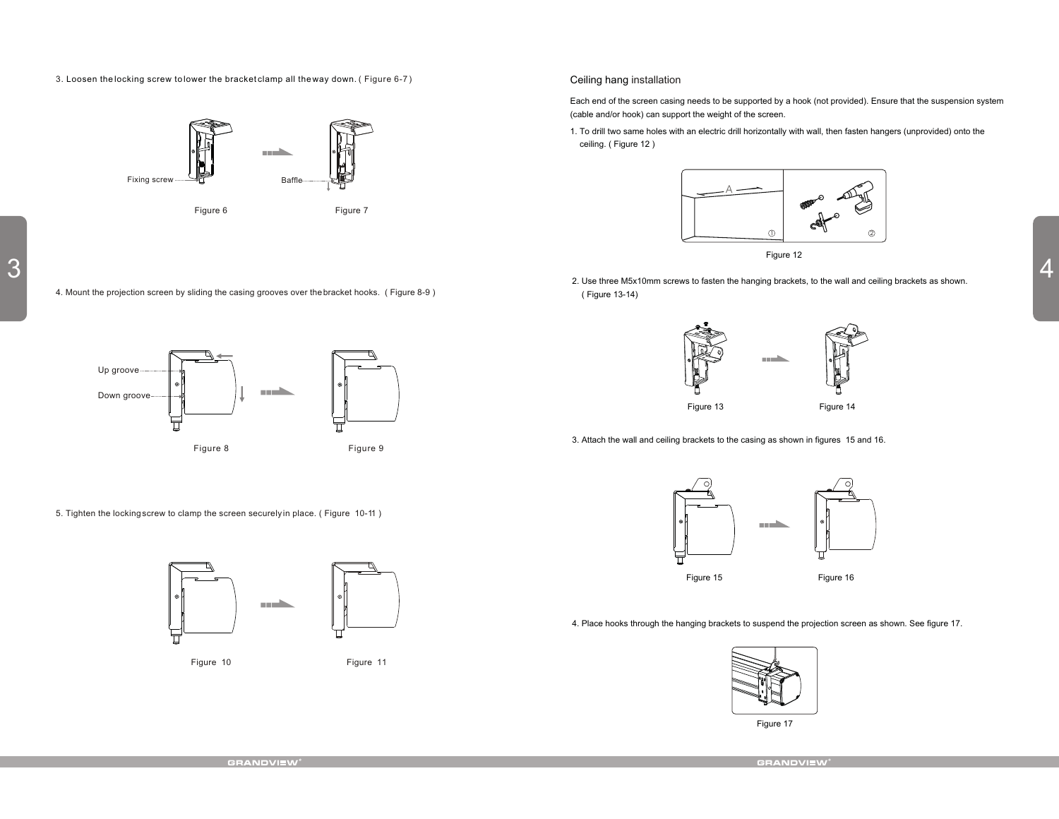3. Loosen the locking screw to lower the bracket clamp all the way down. ( Figure 6-7 )

Fixing screw

Baffle

Figure 6

Figure 7

4. Mount the projection screen by sliding the casing grooves over the bracket hooks. ( Figure 8-9 )

Up groove

Down groove

Figure 8

Figure 9

5. Tighten the locking screw to clamp the screen securely in place. ( Figure 10-11 )

Figure 10

Figure 11

## Ceiling hang installation

Each end of the screen casing needs to be supported by a hook (not provided). Ensure that the suspension system (cable and/or hook) can support the weight of the screen.

1. To drill two same holes with an electric drill horizontally with wall, then fasten hangers (unprovided) onto the ceiling. ( Figure 12 )

A

①

②

Figure 12

2. Use three M5x10mm screws to fasten the hanging brackets, to the wall and ceiling brackets as shown. ( Figure 13-14)

Figure 13

Figure 14

3. Attach the wall and ceiling brackets to the casing as shown in figures 15 and 16.

Figure 15

Figure 16

4. Place hooks through the hanging brackets to suspend the projection screen as shown. See figure 17.

Figure 17